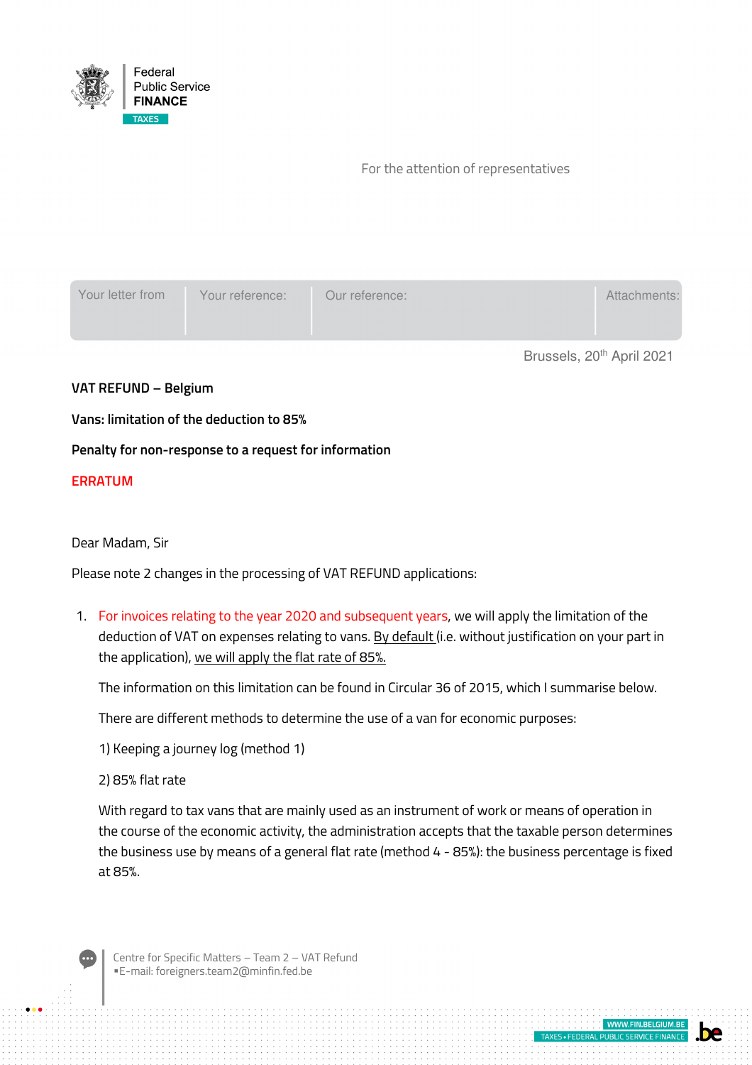Federal
Public Service
**FINANCE**
TAXES

For the attention of representatives

| Your letter from | Your reference: | Our reference: | Attachments: |
|---|---|---|---|
| | | | |

Brussels, 20th April 2021

**VAT REFUND – Belgium**

**Vans: limitation of the deduction to 85%**

**Penalty for non-response to a request for information**

**ERRATUM**

Dear Madam, Sir

Please note 2 changes in the processing of VAT REFUND applications:

1. For invoices relating to the year 2020 and subsequent years, we will apply the limitation of the deduction of VAT on expenses relating to vans. By default (i.e. without justification on your part in the application), we will apply the flat rate of 85%.

   The information on this limitation can be found in Circular 36 of 2015, which I summarise below.

   There are different methods to determine the use of a van for economic purposes:

   1) Keeping a journey log (method 1)

   2) 85% flat rate

   With regard to tax vans that are mainly used as an instrument of work or means of operation in the course of the economic activity, the administration accepts that the taxable person determines the business use by means of a general flat rate (method 4 - 85%): the business percentage is fixed at 85%.

Centre for Specific Matters – Team 2 – VAT Refund
▪E-mail: foreigners.team2@minfin.fed.be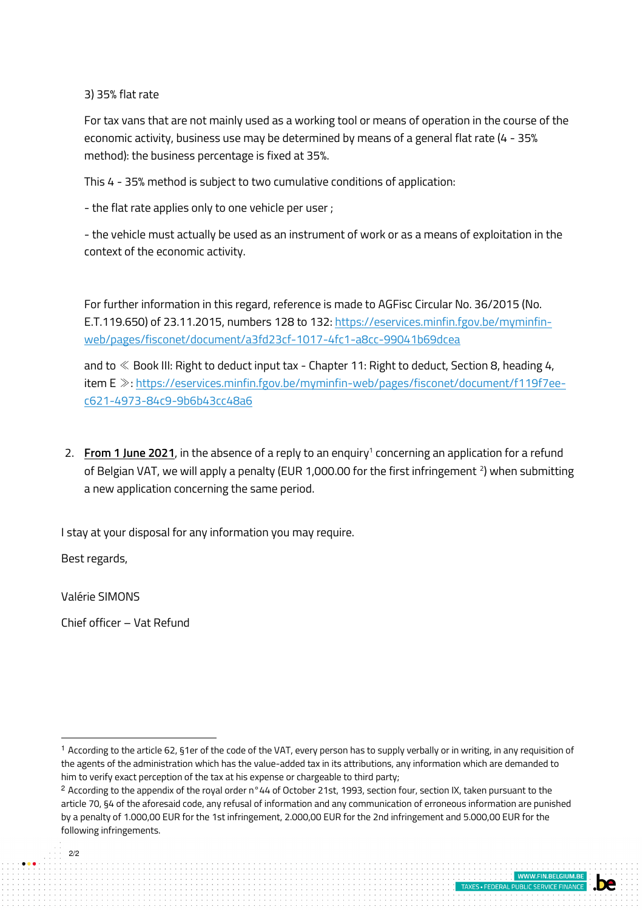3) 35% flat rate

For tax vans that are not mainly used as a working tool or means of operation in the course of the economic activity, business use may be determined by means of a general flat rate (4 - 35% method): the business percentage is fixed at 35%.

This 4 - 35% method is subject to two cumulative conditions of application:

- the flat rate applies only to one vehicle per user ;

- the vehicle must actually be used as an instrument of work or as a means of exploitation in the context of the economic activity.

For further information in this regard, reference is made to AGFisc Circular No. 36/2015 (No. E.T.119.650) of 23.11.2015, numbers 128 to 132: https://eservices.minfin.fgov.be/myminfin-web/pages/fisconet/document/a3fd23cf-1017-4fc1-a8cc-99041b69dcea

and to ≪ Book III: Right to deduct input tax - Chapter 11: Right to deduct, Section 8, heading 4, item E ≫: https://eservices.minfin.fgov.be/myminfin-web/pages/fisconet/document/f119f7ee-c621-4973-84c9-9b6b43cc48a6

2. **From 1 June 2021**, in the absence of a reply to an enquiry[1] concerning an application for a refund of Belgian VAT, we will apply a penalty (EUR 1,000.00 for the first infringement [2]) when submitting a new application concerning the same period.

I stay at your disposal for any information you may require.

Best regards,

Valérie SIMONS

Chief officer – Vat Refund

---

[1] According to the article 62, §1er of the code of the VAT, every person has to supply verbally or in writing, in any requisition of the agents of the administration which has the value-added tax in its attributions, any information which are demanded to him to verify exact perception of the tax at his expense or chargeable to third party;

[2] According to the appendix of the royal order n°44 of October 21st, 1993, section four, section IX, taken pursuant to the article 70, §4 of the aforesaid code, any refusal of information and any communication of erroneous information are punished by a penalty of 1.000,00 EUR for the 1st infringement, 2.000,00 EUR for the 2nd infringement and 5.000,00 EUR for the following infringements.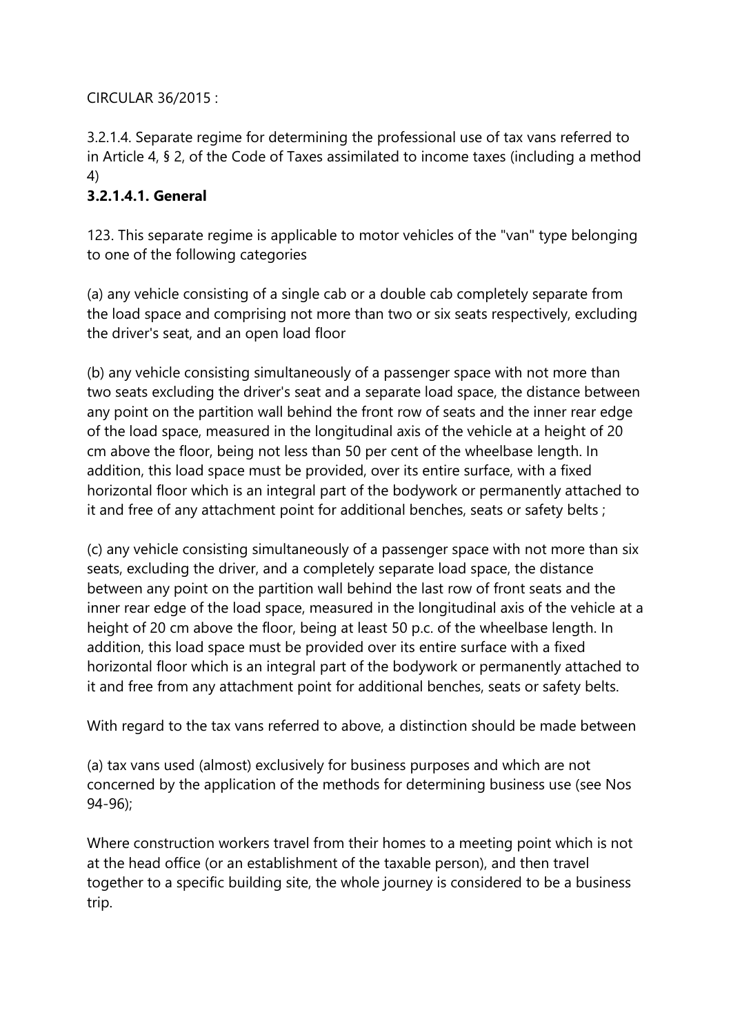CIRCULAR 36/2015 :

3.2.1.4. Separate regime for determining the professional use of tax vans referred to in Article 4, § 2, of the Code of Taxes assimilated to income taxes (including a method 4)

### 3.2.1.4.1. General

123. This separate regime is applicable to motor vehicles of the "van" type belonging to one of the following categories

(a) any vehicle consisting of a single cab or a double cab completely separate from the load space and comprising not more than two or six seats respectively, excluding the driver's seat, and an open load floor

(b) any vehicle consisting simultaneously of a passenger space with not more than two seats excluding the driver's seat and a separate load space, the distance between any point on the partition wall behind the front row of seats and the inner rear edge of the load space, measured in the longitudinal axis of the vehicle at a height of 20 cm above the floor, being not less than 50 per cent of the wheelbase length. In addition, this load space must be provided, over its entire surface, with a fixed horizontal floor which is an integral part of the bodywork or permanently attached to it and free of any attachment point for additional benches, seats or safety belts ;

(c) any vehicle consisting simultaneously of a passenger space with not more than six seats, excluding the driver, and a completely separate load space, the distance between any point on the partition wall behind the last row of front seats and the inner rear edge of the load space, measured in the longitudinal axis of the vehicle at a height of 20 cm above the floor, being at least 50 p.c. of the wheelbase length. In addition, this load space must be provided over its entire surface with a fixed horizontal floor which is an integral part of the bodywork or permanently attached to it and free from any attachment point for additional benches, seats or safety belts.

With regard to the tax vans referred to above, a distinction should be made between

(a) tax vans used (almost) exclusively for business purposes and which are not concerned by the application of the methods for determining business use (see Nos 94-96);

Where construction workers travel from their homes to a meeting point which is not at the head office (or an establishment of the taxable person), and then travel together to a specific building site, the whole journey is considered to be a business trip.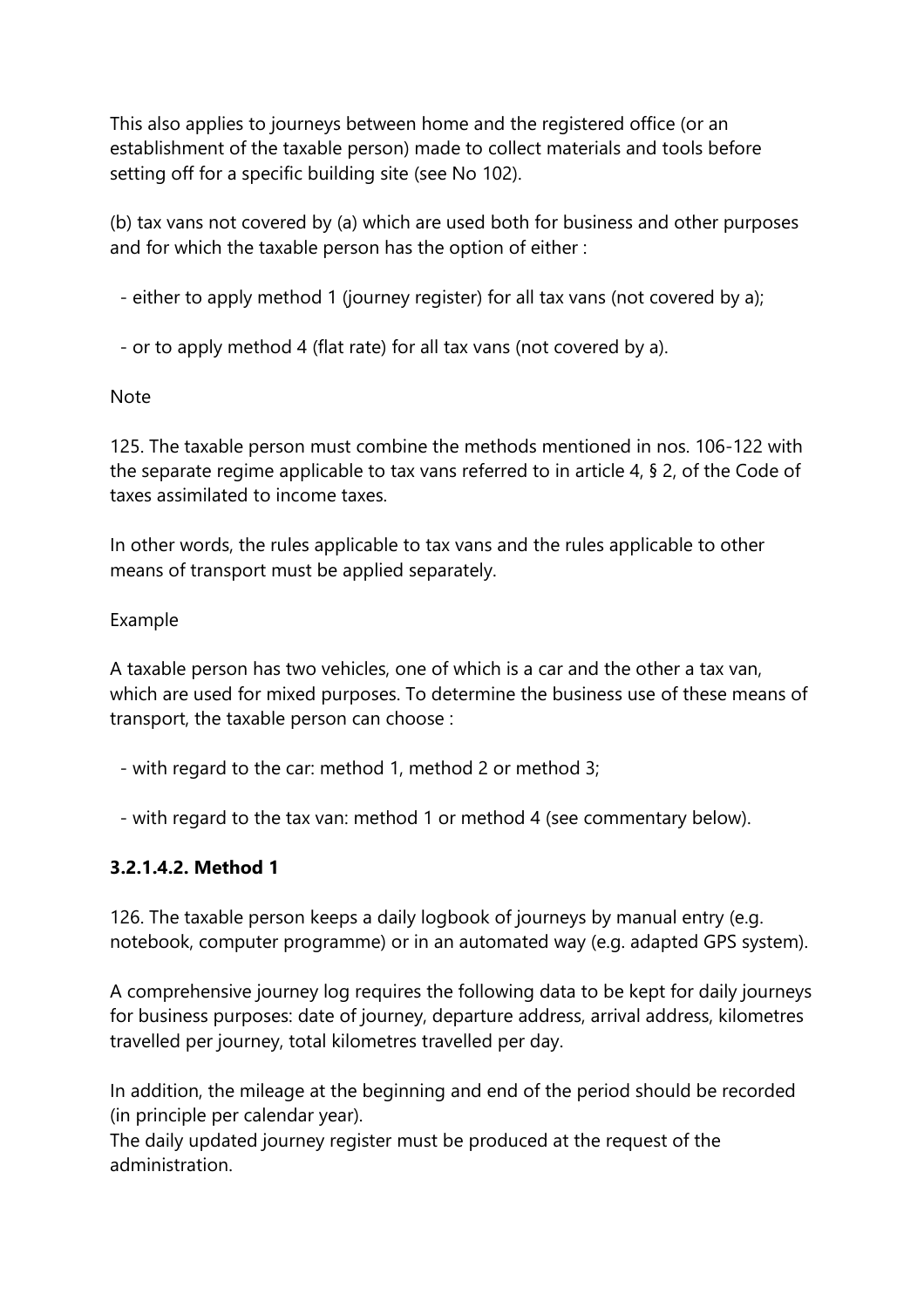This also applies to journeys between home and the registered office (or an establishment of the taxable person) made to collect materials and tools before setting off for a specific building site (see No 102).

(b) tax vans not covered by (a) which are used both for business and other purposes and for which the taxable person has the option of either :

- either to apply method 1 (journey register) for all tax vans (not covered by a);
- or to apply method 4 (flat rate) for all tax vans (not covered by a).

Note

125. The taxable person must combine the methods mentioned in nos. 106-122 with the separate regime applicable to tax vans referred to in article 4, § 2, of the Code of taxes assimilated to income taxes.

In other words, the rules applicable to tax vans and the rules applicable to other means of transport must be applied separately.

Example

A taxable person has two vehicles, one of which is a car and the other a tax van, which are used for mixed purposes. To determine the business use of these means of transport, the taxable person can choose :

- with regard to the car: method 1, method 2 or method 3;
- with regard to the tax van: method 1 or method 4 (see commentary below).

### 3.2.1.4.2. Method 1

126. The taxable person keeps a daily logbook of journeys by manual entry (e.g. notebook, computer programme) or in an automated way (e.g. adapted GPS system).

A comprehensive journey log requires the following data to be kept for daily journeys for business purposes: date of journey, departure address, arrival address, kilometres travelled per journey, total kilometres travelled per day.

In addition, the mileage at the beginning and end of the period should be recorded (in principle per calendar year).
The daily updated journey register must be produced at the request of the administration.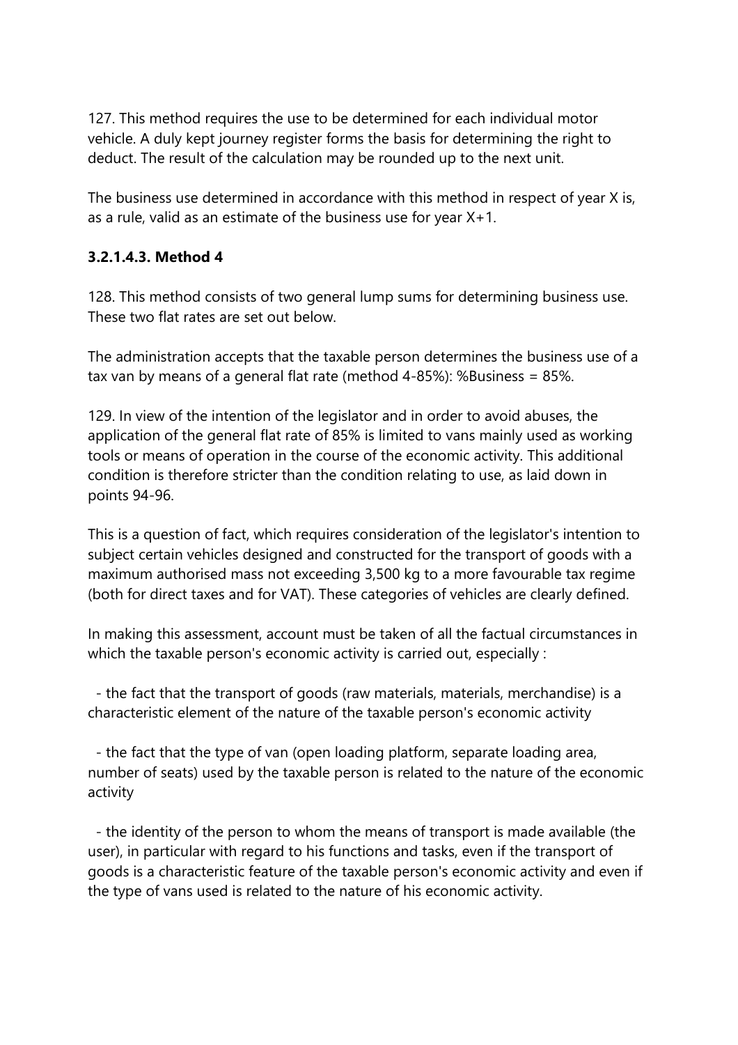127. This method requires the use to be determined for each individual motor vehicle. A duly kept journey register forms the basis for determining the right to deduct. The result of the calculation may be rounded up to the next unit.

The business use determined in accordance with this method in respect of year X is, as a rule, valid as an estimate of the business use for year X+1.

### 3.2.1.4.3. Method 4

128. This method consists of two general lump sums for determining business use. These two flat rates are set out below.

The administration accepts that the taxable person determines the business use of a tax van by means of a general flat rate (method 4-85%): %Business = 85%.

129. In view of the intention of the legislator and in order to avoid abuses, the application of the general flat rate of 85% is limited to vans mainly used as working tools or means of operation in the course of the economic activity. This additional condition is therefore stricter than the condition relating to use, as laid down in points 94-96.

This is a question of fact, which requires consideration of the legislator's intention to subject certain vehicles designed and constructed for the transport of goods with a maximum authorised mass not exceeding 3,500 kg to a more favourable tax regime (both for direct taxes and for VAT). These categories of vehicles are clearly defined.

In making this assessment, account must be taken of all the factual circumstances in which the taxable person's economic activity is carried out, especially :

- the fact that the transport of goods (raw materials, materials, merchandise) is a characteristic element of the nature of the taxable person's economic activity
- the fact that the type of van (open loading platform, separate loading area, number of seats) used by the taxable person is related to the nature of the economic activity
- the identity of the person to whom the means of transport is made available (the user), in particular with regard to his functions and tasks, even if the transport of goods is a characteristic feature of the taxable person's economic activity and even if the type of vans used is related to the nature of his economic activity.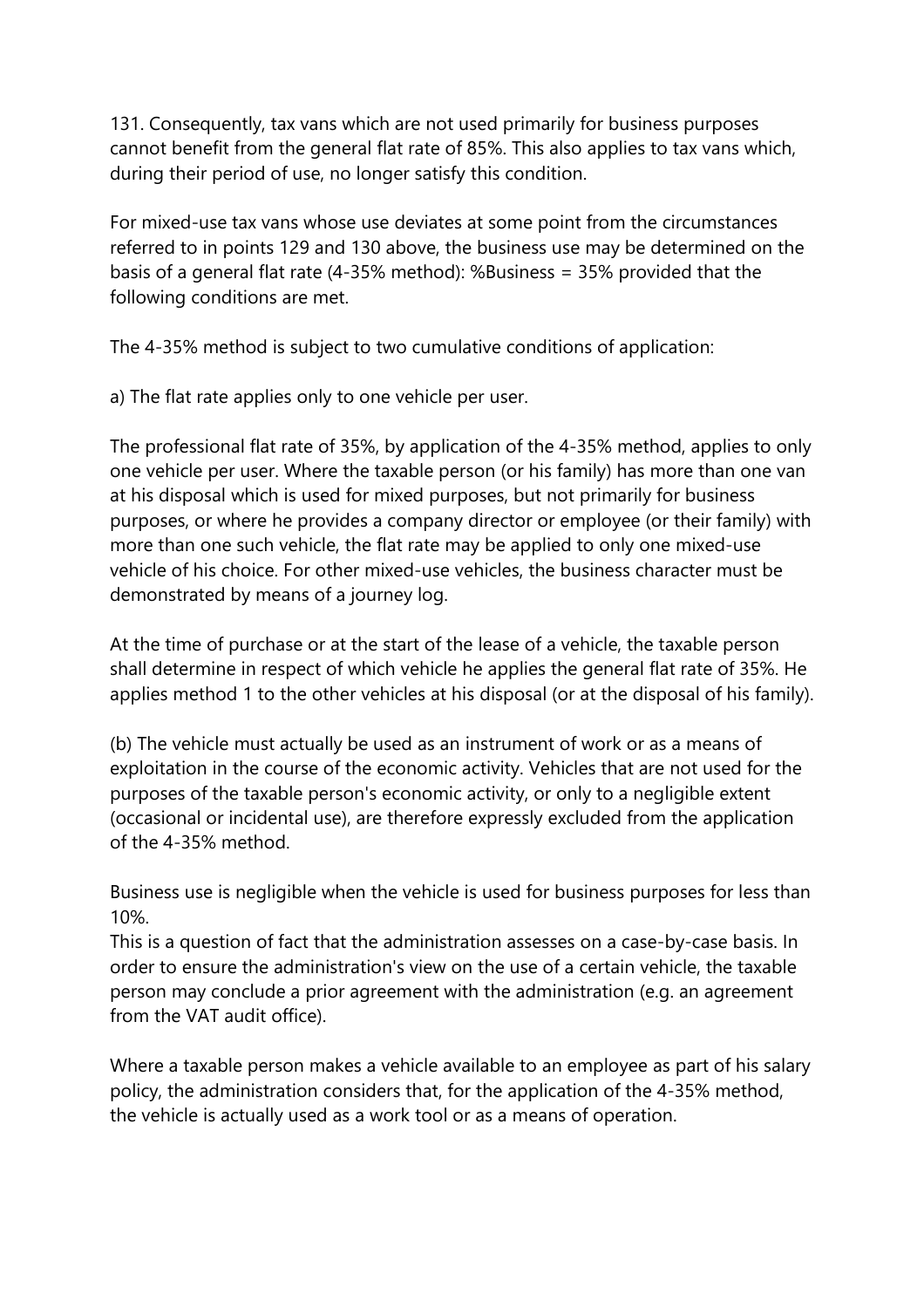131. Consequently, tax vans which are not used primarily for business purposes cannot benefit from the general flat rate of 85%. This also applies to tax vans which, during their period of use, no longer satisfy this condition.

For mixed-use tax vans whose use deviates at some point from the circumstances referred to in points 129 and 130 above, the business use may be determined on the basis of a general flat rate (4-35% method): %Business = 35% provided that the following conditions are met.

The 4-35% method is subject to two cumulative conditions of application:

a) The flat rate applies only to one vehicle per user.

The professional flat rate of 35%, by application of the 4-35% method, applies to only one vehicle per user. Where the taxable person (or his family) has more than one van at his disposal which is used for mixed purposes, but not primarily for business purposes, or where he provides a company director or employee (or their family) with more than one such vehicle, the flat rate may be applied to only one mixed-use vehicle of his choice. For other mixed-use vehicles, the business character must be demonstrated by means of a journey log.

At the time of purchase or at the start of the lease of a vehicle, the taxable person shall determine in respect of which vehicle he applies the general flat rate of 35%. He applies method 1 to the other vehicles at his disposal (or at the disposal of his family).

(b) The vehicle must actually be used as an instrument of work or as a means of exploitation in the course of the economic activity. Vehicles that are not used for the purposes of the taxable person's economic activity, or only to a negligible extent (occasional or incidental use), are therefore expressly excluded from the application of the 4-35% method.

Business use is negligible when the vehicle is used for business purposes for less than 10%.
This is a question of fact that the administration assesses on a case-by-case basis. In order to ensure the administration's view on the use of a certain vehicle, the taxable person may conclude a prior agreement with the administration (e.g. an agreement from the VAT audit office).

Where a taxable person makes a vehicle available to an employee as part of his salary policy, the administration considers that, for the application of the 4-35% method, the vehicle is actually used as a work tool or as a means of operation.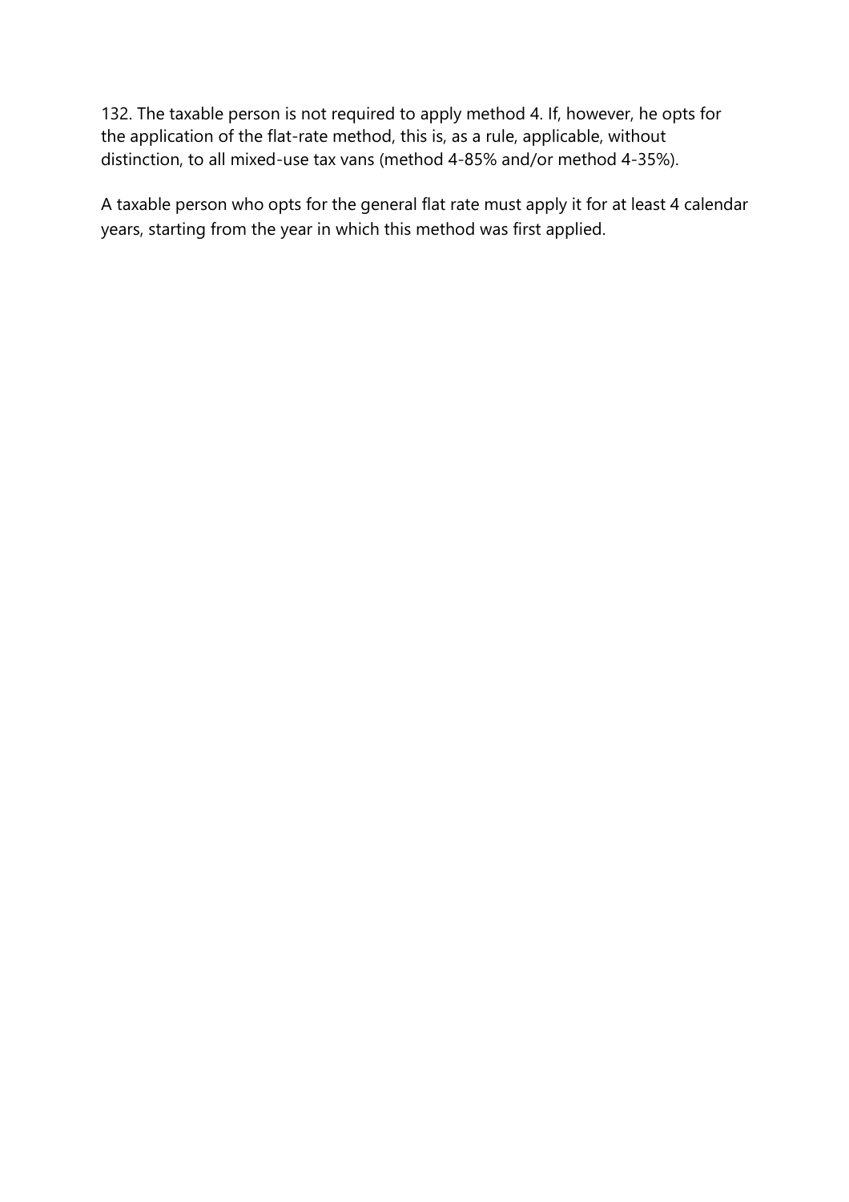132. The taxable person is not required to apply method 4. If, however, he opts for the application of the flat-rate method, this is, as a rule, applicable, without distinction, to all mixed-use tax vans (method 4-85% and/or method 4-35%).

A taxable person who opts for the general flat rate must apply it for at least 4 calendar years, starting from the year in which this method was first applied.